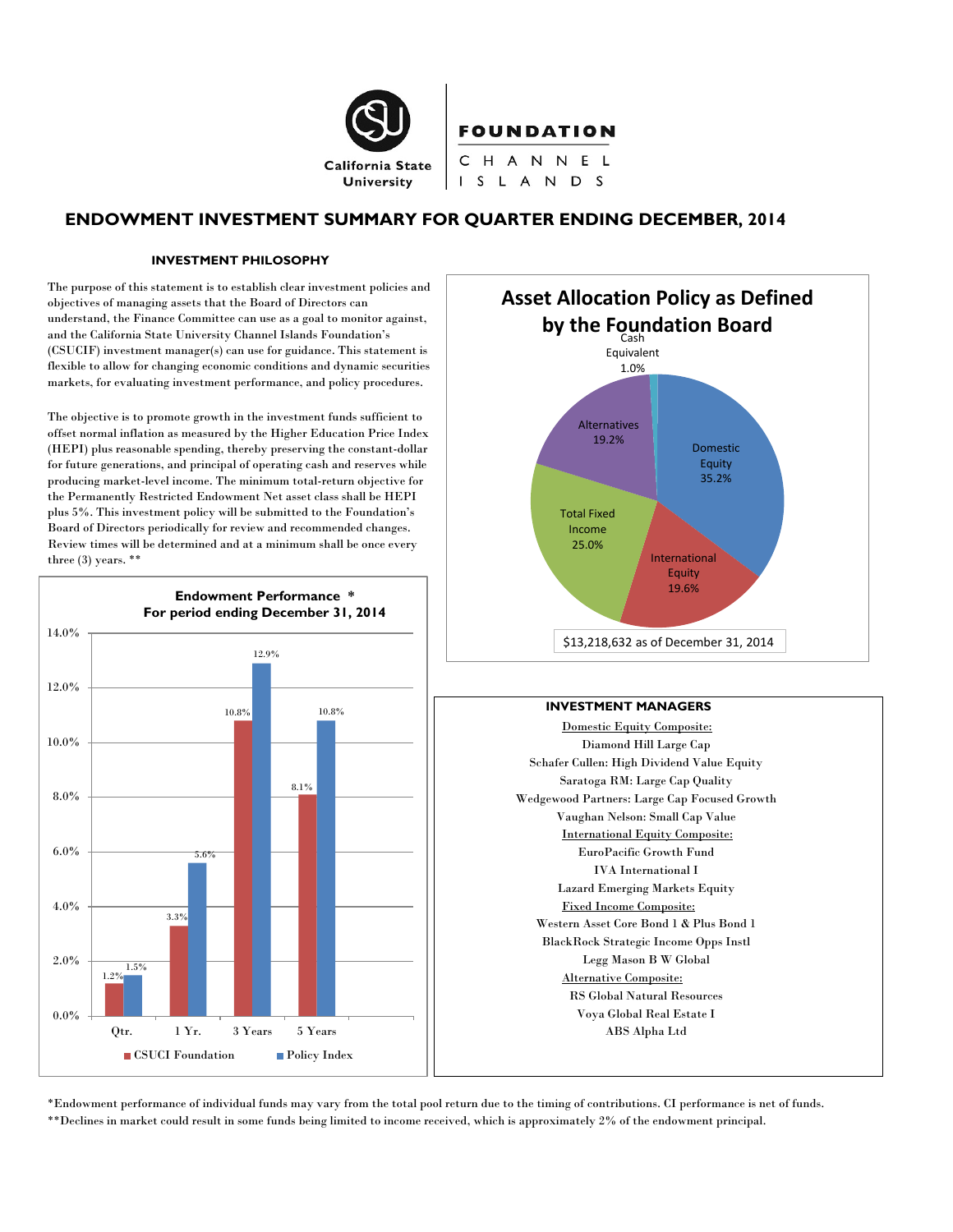California State University | FOUNDATION CHANNEL ISLANDS

# ENDOWMENT INVESTMENT SUMMARY FOR QUARTER ENDING DECEMBER, 2014

## INVESTMENT PHILOSOPHY

The purpose of this statement is to establish clear investment policies and objectives of managing assets that the Board of Directors can understand, the Finance Committee can use as a goal to monitor against, and the California State University Channel Islands Foundation's (CSUCIF) investment manager(s) can use for guidance. This statement is flexible to allow for changing economic conditions and dynamic securities markets, for evaluating investment performance, and policy procedures.

The objective is to promote growth in the investment funds sufficient to offset normal inflation as measured by the Higher Education Price Index (HEPI) plus reasonable spending, thereby preserving the constant-dollar for future generations, and principal of operating cash and reserves while producing market-level income. The minimum total-return objective for the Permanently Restricted Endowment Net asset class shall be HEPI plus 5%. This investment policy will be submitted to the Foundation's Board of Directors periodically for review and recommended changes. Review times will be determined and at a minimum shall be once every three (3) years. **

### Endowment Performance *
### For period ending December 31, 2014

| Period | CSUCI Foundation | Policy Index |
|---|---|---|
| Qtr. | 1.2% | 1.5% |
| 1 Yr. | 3.3% | 5.6% |
| 3 Years | 10.8% | 12.9% |
| 5 Years | 8.1% | 10.8% |

### Asset Allocation Policy as Defined by the Foundation Board

| Asset Class | Allocation |
|---|---|
| Domestic Equity | 35.2% |
| International Equity | 19.6% |
| Total Fixed Income | 25.0% |
| Alternatives | 19.2% |
| Cash Equivalent | 1.0% |

$13,218,632 as of December 31, 2014

### INVESTMENT MANAGERS

Domestic Equity Composite:
- Diamond Hill Large Cap
- Schafer Cullen: High Dividend Value Equity
- Saratoga RM: Large Cap Quality
- Wedgewood Partners: Large Cap Focused Growth
- Vaughan Nelson: Small Cap Value

International Equity Composite:
- EuroPacific Growth Fund
- IVA International I
- Lazard Emerging Markets Equity

Fixed Income Composite:
- Western Asset Core Bond 1 & Plus Bond 1
- BlackRock Strategic Income Opps Instl
- Legg Mason B W Global

Alternative Composite:
- RS Global Natural Resources
- Voya Global Real Estate I
- ABS Alpha Ltd

*Endowment performance of individual funds may vary from the total pool return due to the timing of contributions. CI performance is net of funds.

**Declines in market could result in some funds being limited to income received, which is approximately 2% of the endowment principal.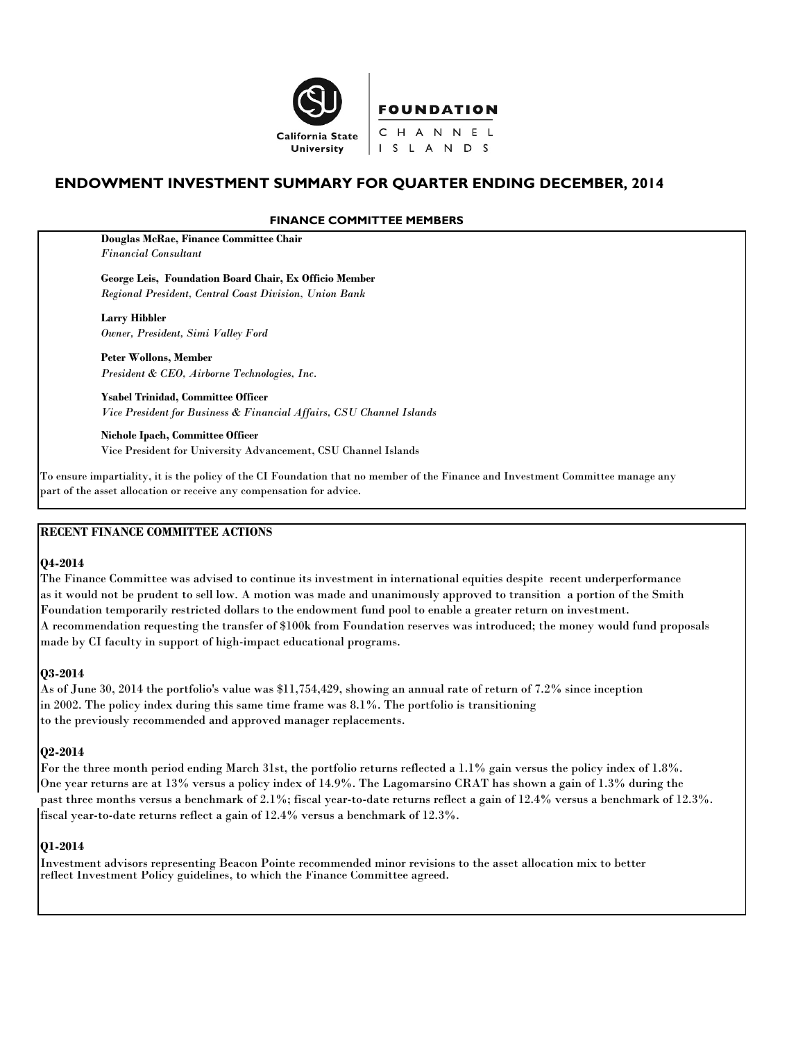California State University | FOUNDATION CHANNEL ISLANDS

# ENDOWMENT INVESTMENT SUMMARY FOR QUARTER ENDING DECEMBER, 2014

## FINANCE COMMITTEE MEMBERS

**Douglas McRae, Finance Committee Chair**
*Financial Consultant*

**George Leis, Foundation Board Chair, Ex Officio Member**
*Regional President, Central Coast Division, Union Bank*

**Larry Hibbler**
*Owner, President, Simi Valley Ford*

**Peter Wollons, Member**
*President & CEO, Airborne Technologies, Inc.*

**Ysabel Trinidad, Committee Officer**
*Vice President for Business & Financial Affairs, CSU Channel Islands*

**Nichole Ipach, Committee Officer**
Vice President for University Advancement, CSU Channel Islands

To ensure impartiality, it is the policy of the CI Foundation that no member of the Finance and Investment Committee manage any part of the asset allocation or receive any compensation for advice.

## RECENT FINANCE COMMITTEE ACTIONS

**Q4-2014**

The Finance Committee was advised to continue its investment in international equities despite recent underperformance as it would not be prudent to sell low. A motion was made and unanimously approved to transition a portion of the Smith Foundation temporarily restricted dollars to the endowment fund pool to enable a greater return on investment. A recommendation requesting the transfer of $100k from Foundation reserves was introduced; the money would fund proposals made by CI faculty in support of high-impact educational programs.

**Q3-2014**

As of June 30, 2014 the portfolio's value was $11,754,429, showing an annual rate of return of 7.2% since inception in 2002. The policy index during this same time frame was 8.1%. The portfolio is transitioning to the previously recommended and approved manager replacements.

**Q2-2014**

For the three month period ending March 31st, the portfolio returns reflected a 1.1% gain versus the policy index of 1.8%. One year returns are at 13% versus a policy index of 14.9%. The Lagomarsino CRAT has shown a gain of 1.3% during the past three months versus a benchmark of 2.1%; fiscal year-to-date returns reflect a gain of 12.4% versus a benchmark of 12.3%. fiscal year-to-date returns reflect a gain of 12.4% versus a benchmark of 12.3%.

**Q1-2014**

Investment advisors representing Beacon Pointe recommended minor revisions to the asset allocation mix to better reflect Investment Policy guidelines, to which the Finance Committee agreed.